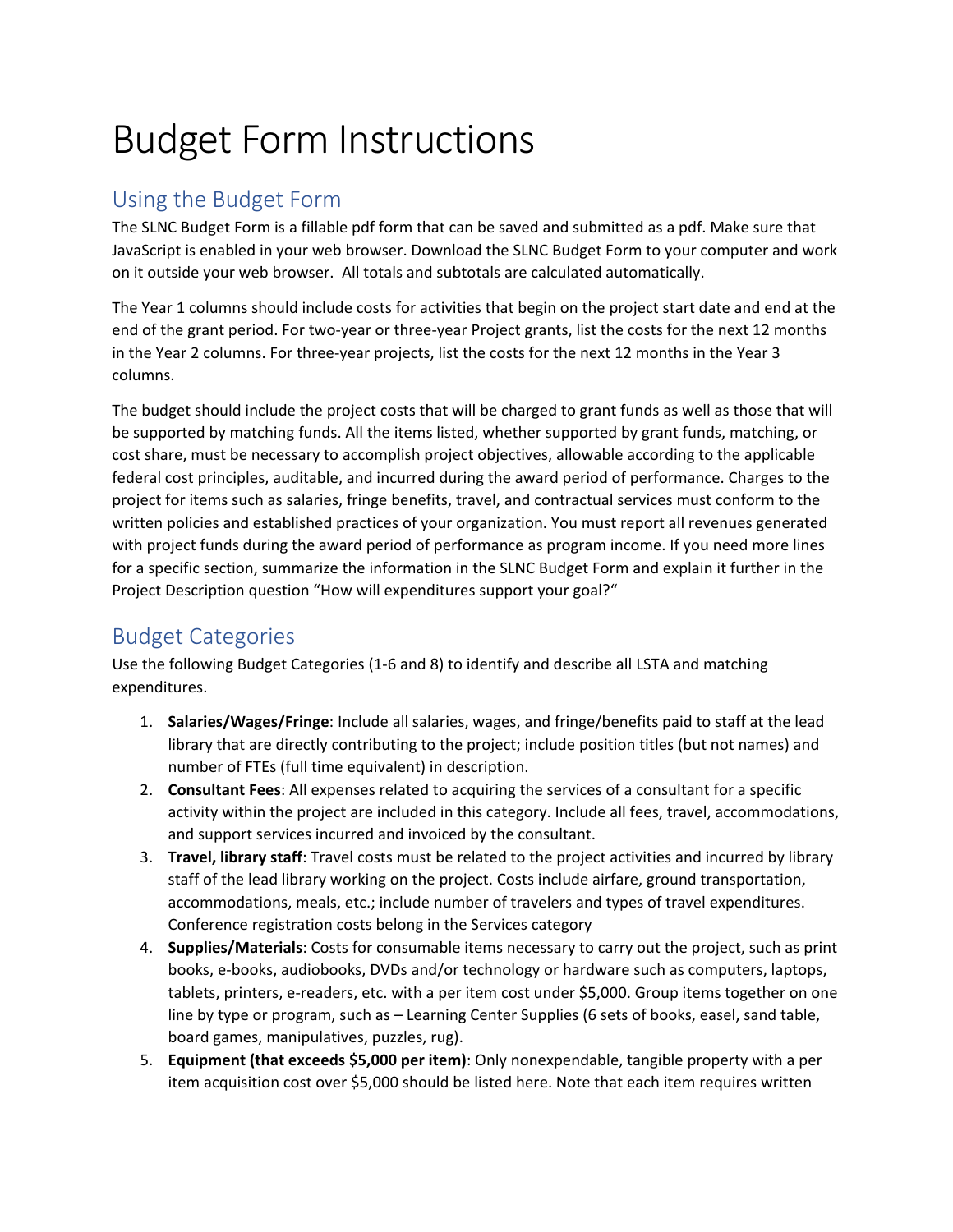# Budget Form Instructions

## Using the Budget Form

The SLNC Budget Form is a fillable pdf form that can be saved and submitted as a pdf. Make sure that JavaScript is enabled in your web browser. Download the SLNC Budget Form to your computer and work on it outside your web browser. All totals and subtotals are calculated automatically.

The Year 1 columns should include costs for activities that begin on the project start date and end at the end of the grant period. For two-year or three-year Project grants, list the costs for the next 12 months in the Year 2 columns. For three-year projects, list the costs for the next 12 months in the Year 3 columns.

The budget should include the project costs that will be charged to grant funds as well as those that will be supported by matching funds. All the items listed, whether supported by grant funds, matching, or cost share, must be necessary to accomplish project objectives, allowable according to the applicable federal cost principles, auditable, and incurred during the award period of performance. Charges to the project for items such as salaries, fringe benefits, travel, and contractual services must conform to the written policies and established practices of your organization. You must report all revenues generated with project funds during the award period of performance as program income. If you need more lines for a specific section, summarize the information in the SLNC Budget Form and explain it further in the Project Description question "How will expenditures support your goal?"

## Budget Categories

Use the following Budget Categories (1-6 and 8) to identify and describe all LSTA and matching expenditures.

1. **Salaries/Wages/Fringe**: Include all salaries, wages, and fringe/benefits paid to staff at the lead library that are directly contributing to the project; include position titles (but not names) and number of FTEs (full time equivalent) in description.
2. **Consultant Fees**: All expenses related to acquiring the services of a consultant for a specific activity within the project are included in this category. Include all fees, travel, accommodations, and support services incurred and invoiced by the consultant.
3. **Travel, library staff**: Travel costs must be related to the project activities and incurred by library staff of the lead library working on the project. Costs include airfare, ground transportation, accommodations, meals, etc.; include number of travelers and types of travel expenditures. Conference registration costs belong in the Services category
4. **Supplies/Materials**: Costs for consumable items necessary to carry out the project, such as print books, e-books, audiobooks, DVDs and/or technology or hardware such as computers, laptops, tablets, printers, e-readers, etc. with a per item cost under $5,000. Group items together on one line by type or program, such as – Learning Center Supplies (6 sets of books, easel, sand table, board games, manipulatives, puzzles, rug).
5. **Equipment (that exceeds $5,000 per item)**: Only nonexpendable, tangible property with a per item acquisition cost over $5,000 should be listed here. Note that each item requires written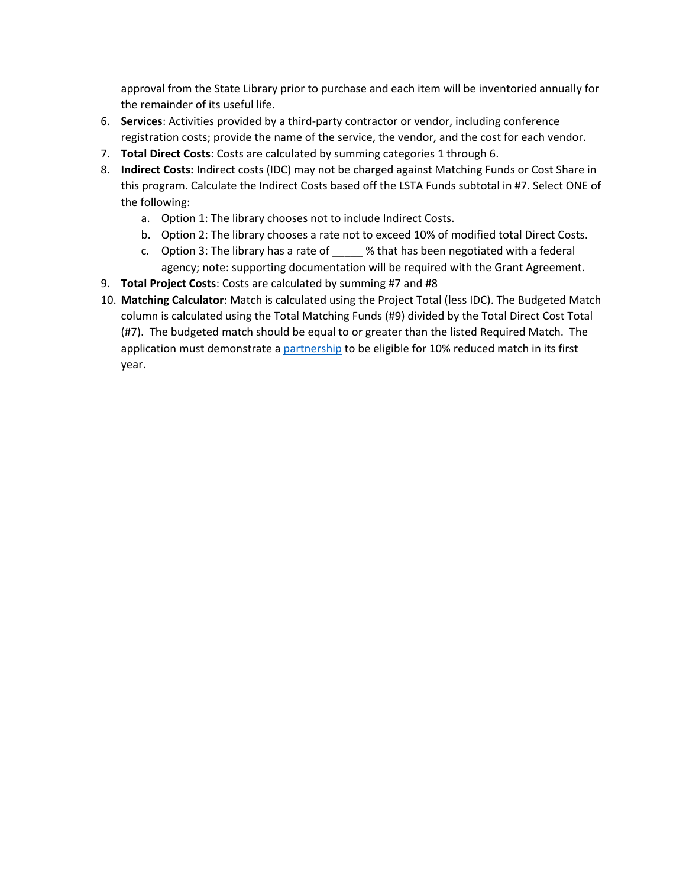approval from the State Library prior to purchase and each item will be inventoried annually for the remainder of its useful life.

6. **Services**: Activities provided by a third-party contractor or vendor, including conference registration costs; provide the name of the service, the vendor, and the cost for each vendor.
7. **Total Direct Costs**: Costs are calculated by summing categories 1 through 6.
8. **Indirect Costs:** Indirect costs (IDC) may not be charged against Matching Funds or Cost Share in this program. Calculate the Indirect Costs based off the LSTA Funds subtotal in #7. Select ONE of the following:
   a. Option 1: The library chooses not to include Indirect Costs.
   b. Option 2: The library chooses a rate not to exceed 10% of modified total Direct Costs.
   c. Option 3: The library has a rate of _____ % that has been negotiated with a federal agency; note: supporting documentation will be required with the Grant Agreement.
9. **Total Project Costs**: Costs are calculated by summing #7 and #8
10. **Matching Calculator**: Match is calculated using the Project Total (less IDC). The Budgeted Match column is calculated using the Total Matching Funds (#9) divided by the Total Direct Cost Total (#7). The budgeted match should be equal to or greater than the listed Required Match. The application must demonstrate a partnership to be eligible for 10% reduced match in its first year.